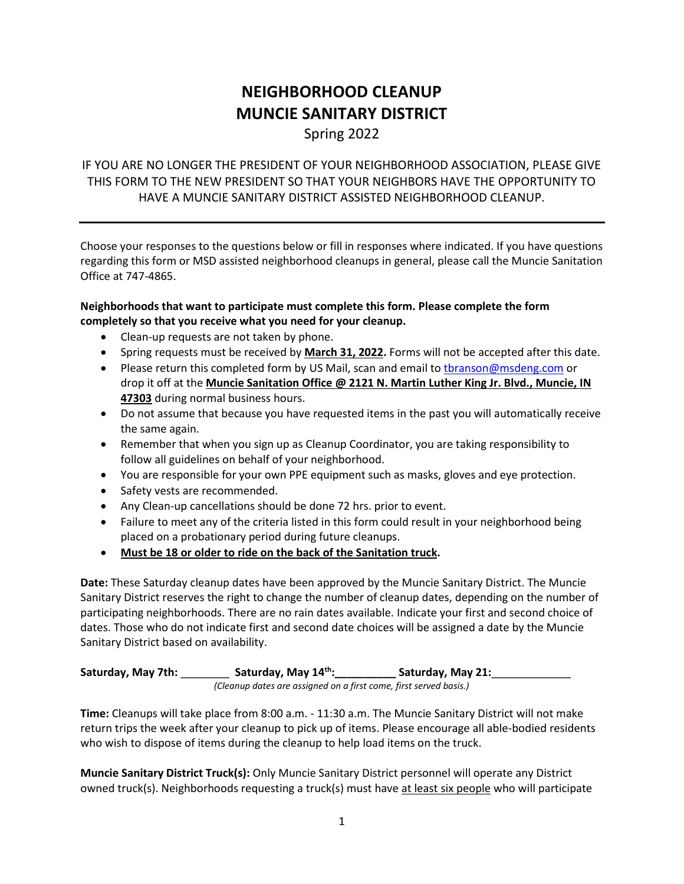# NEIGHBORHOOD CLEANUP
# MUNCIE SANITARY DISTRICT

Spring 2022

IF YOU ARE NO LONGER THE PRESIDENT OF YOUR NEIGHBORHOOD ASSOCIATION, PLEASE GIVE THIS FORM TO THE NEW PRESIDENT SO THAT YOUR NEIGHBORS HAVE THE OPPORTUNITY TO HAVE A MUNCIE SANITARY DISTRICT ASSISTED NEIGHBORHOOD CLEANUP.

---

Choose your responses to the questions below or fill in responses where indicated. If you have questions regarding this form or MSD assisted neighborhood cleanups in general, please call the Muncie Sanitation Office at 747-4865.

**Neighborhoods that want to participate must complete this form. Please complete the form completely so that you receive what you need for your cleanup.**

- Clean-up requests are not taken by phone.
- Spring requests must be received by **March 31, 2022.** Forms will not be accepted after this date.
- Please return this completed form by US Mail, scan and email to tbranson@msdeng.com or drop it off at the **Muncie Sanitation Office @ 2121 N. Martin Luther King Jr. Blvd., Muncie, IN 47303** during normal business hours.
- Do not assume that because you have requested items in the past you will automatically receive the same again.
- Remember that when you sign up as Cleanup Coordinator, you are taking responsibility to follow all guidelines on behalf of your neighborhood.
- You are responsible for your own PPE equipment such as masks, gloves and eye protection.
- Safety vests are recommended.
- Any Clean-up cancellations should be done 72 hrs. prior to event.
- Failure to meet any of the criteria listed in this form could result in your neighborhood being placed on a probationary period during future cleanups.
- **Must be 18 or older to ride on the back of the Sanitation truck.**

**Date:** These Saturday cleanup dates have been approved by the Muncie Sanitary District. The Muncie Sanitary District reserves the right to change the number of cleanup dates, depending on the number of participating neighborhoods. There are no rain dates available. Indicate your first and second choice of dates. Those who do not indicate first and second date choices will be assigned a date by the Muncie Sanitary District based on availability.

**Saturday, May 7th:** ________ **Saturday, May 14th:__________** **Saturday, May 21:**_____________

*(Cleanup dates are assigned on a first come, first served basis.)*

**Time:** Cleanups will take place from 8:00 a.m. - 11:30 a.m. The Muncie Sanitary District will not make return trips the week after your cleanup to pick up of items. Please encourage all able-bodied residents who wish to dispose of items during the cleanup to help load items on the truck.

**Muncie Sanitary District Truck(s):** Only Muncie Sanitary District personnel will operate any District owned truck(s). Neighborhoods requesting a truck(s) must have at least six people who will participate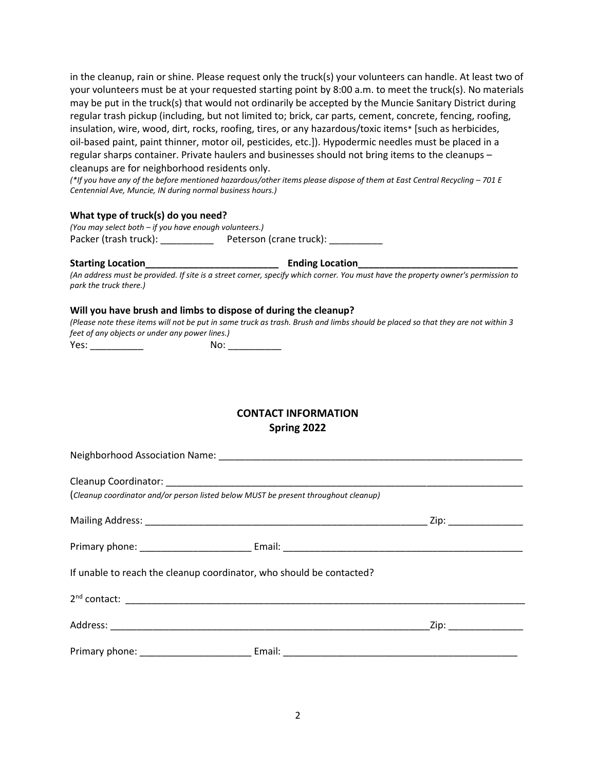in the cleanup, rain or shine. Please request only the truck(s) your volunteers can handle. At least two of your volunteers must be at your requested starting point by 8:00 a.m. to meet the truck(s). No materials may be put in the truck(s) that would not ordinarily be accepted by the Muncie Sanitary District during regular trash pickup (including, but not limited to; brick, car parts, cement, concrete, fencing, roofing, insulation, wire, wood, dirt, rocks, roofing, tires, or any hazardous/toxic items* [such as herbicides, oil-based paint, paint thinner, motor oil, pesticides, etc.]). Hypodermic needles must be placed in a regular sharps container. Private haulers and businesses should not bring items to the cleanups – cleanups are for neighborhood residents only.

*(*If you have any of the before mentioned hazardous/other items please dispose of them at East Central Recycling – 701 E Centennial Ave, Muncie, IN during normal business hours.)*

**What type of truck(s) do you need?**

*(You may select both – if you have enough volunteers.)*

Packer (trash truck): __________ Peterson (crane truck): __________

**Starting Location**_________________________ **Ending Location**______________________________

*(An address must be provided. If site is a street corner, specify which corner. You must have the property owner's permission to park the truck there.)*

**Will you have brush and limbs to dispose of during the cleanup?**

*(Please note these items will not be put in same truck as trash. Brush and limbs should be placed so that they are not within 3 feet of any objects or under any power lines.)*

Yes: __________ No: __________

## CONTACT INFORMATION
## Spring 2022

Neighborhood Association Name: ___________________________________________________________

Cleanup Coordinator: _____________________________________________________________________

(*Cleanup coordinator and/or person listed below MUST be present throughout cleanup)*

Mailing Address: _______________________________________________________ Zip: ______________

Primary phone: _____________________ Email: ______________________________________________

If unable to reach the cleanup coordinator, who should be contacted?

2nd contact: ______________________________________________________________________________

Address: ______________________________________________________________Zip: ______________

Primary phone: _____________________ Email: ______________________________________________